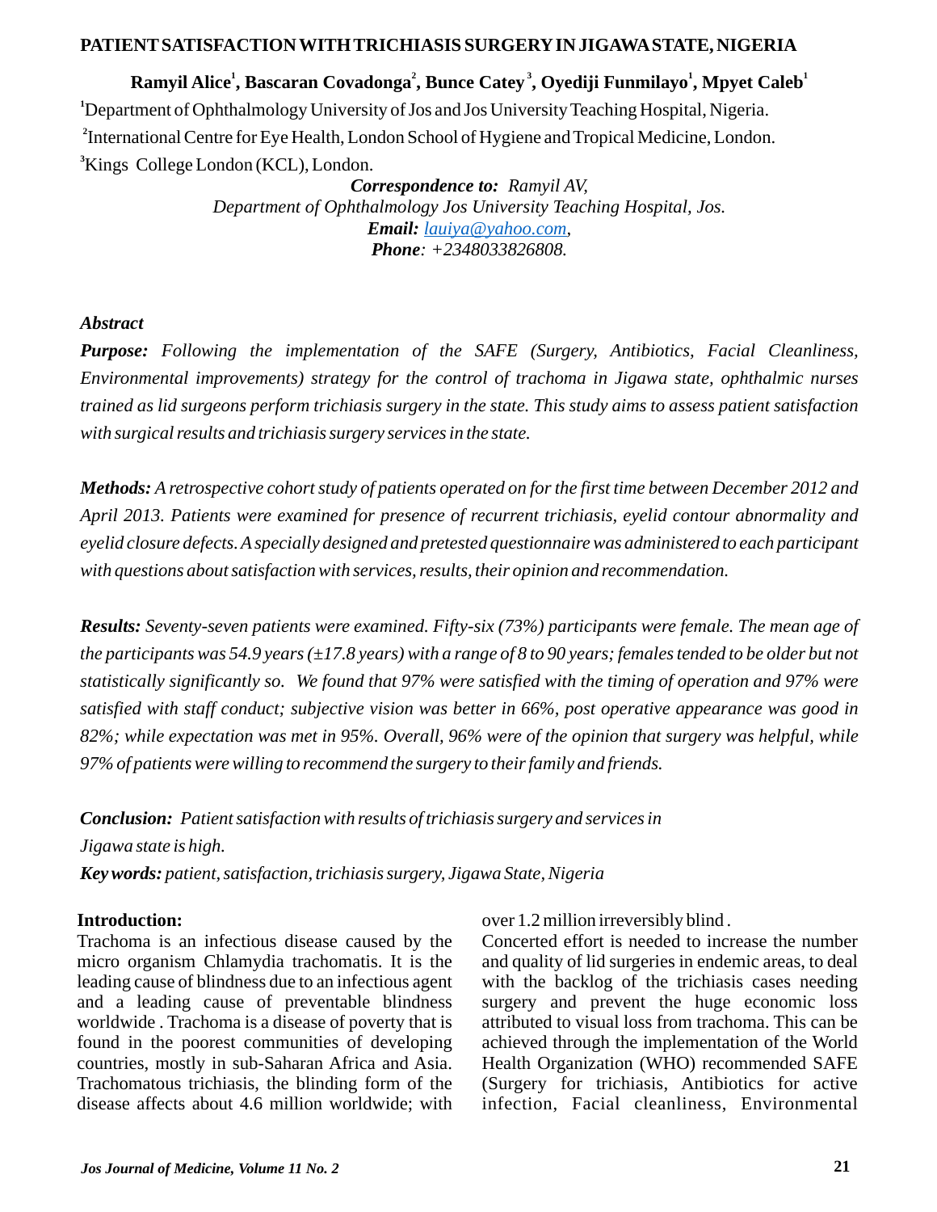# PATIENT SATISFACTION WITH TRICHIASIS SURGERY IN JIGAWA STATE, NIGERIA

**Ramyil Alice[1], Bascaran Covadonga[2], Bunce Catey[3], Oyediji Funmilayo[1], Mpyet Caleb[1]**

[1]Department of Ophthalmology University of Jos and Jos University Teaching Hospital, Nigeria.

[2]International Centre for Eye Health, London School of Hygiene and Tropical Medicine, London.

[3]Kings College London (KCL), London.

***Correspondence to:*** *Ramyil AV,*
*Department of Ophthalmology Jos University Teaching Hospital, Jos.*
***Email:*** *lauiya@yahoo.com,*
***Phone****: +2348033826808.*

## *Abstract*

***Purpose:*** *Following the implementation of the SAFE (Surgery, Antibiotics, Facial Cleanliness, Environmental improvements) strategy for the control of trachoma in Jigawa state, ophthalmic nurses trained as lid surgeons perform trichiasis surgery in the state. This study aims to assess patient satisfaction with surgical results and trichiasis surgery services in the state.*

***Methods:*** *A retrospective cohort study of patients operated on for the first time between December 2012 and April 2013. Patients were examined for presence of recurrent trichiasis, eyelid contour abnormality and eyelid closure defects. A specially designed and pretested questionnaire was administered to each participant with questions about satisfaction with services, results, their opinion and recommendation.*

***Results:*** *Seventy-seven patients were examined. Fifty-six (73%) participants were female. The mean age of the participants was 54.9 years (±17.8 years) with a range of 8 to 90 years; females tended to be older but not statistically significantly so. We found that 97% were satisfied with the timing of operation and 97% were satisfied with staff conduct; subjective vision was better in 66%, post operative appearance was good in 82%; while expectation was met in 95%. Overall, 96% were of the opinion that surgery was helpful, while 97% of patients were willing to recommend the surgery to their family and friends.*

***Conclusion:*** *Patient satisfaction with results of trichiasis surgery and services in Jigawa state is high.*

***Key words:*** *patient, satisfaction, trichiasis surgery, Jigawa State, Nigeria*

## Introduction:

Trachoma is an infectious disease caused by the micro organism Chlamydia trachomatis. It is the leading cause of blindness due to an infectious agent and a leading cause of preventable blindness worldwide . Trachoma is a disease of poverty that is found in the poorest communities of developing countries, mostly in sub-Saharan Africa and Asia. Trachomatous trichiasis, the blinding form of the disease affects about 4.6 million worldwide; with over 1.2 million irreversibly blind .

Concerted effort is needed to increase the number and quality of lid surgeries in endemic areas, to deal with the backlog of the trichiasis cases needing surgery and prevent the huge economic loss attributed to visual loss from trachoma. This can be achieved through the implementation of the World Health Organization (WHO) recommended SAFE (Surgery for trichiasis, Antibiotics for active infection, Facial cleanliness, Environmental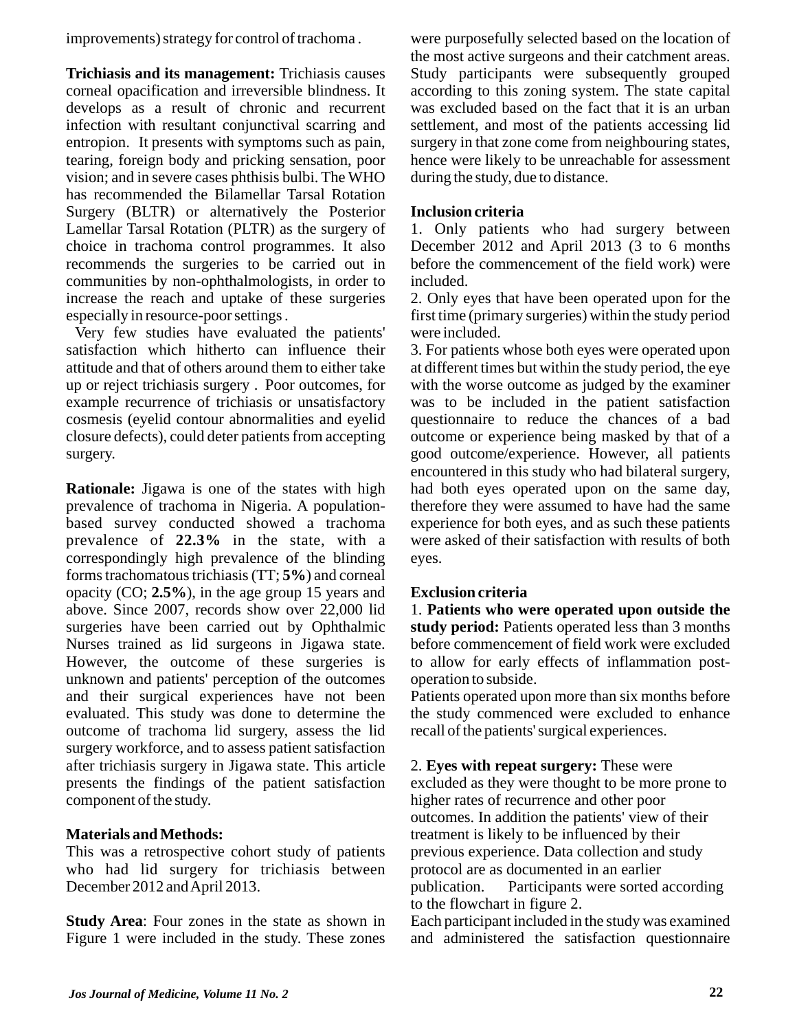improvements) strategy for control of trachoma .

**Trichiasis and its management:** Trichiasis causes corneal opacification and irreversible blindness. It develops as a result of chronic and recurrent infection with resultant conjunctival scarring and entropion. It presents with symptoms such as pain, tearing, foreign body and pricking sensation, poor vision; and in severe cases phthisis bulbi. The WHO has recommended the Bilamellar Tarsal Rotation Surgery (BLTR) or alternatively the Posterior Lamellar Tarsal Rotation (PLTR) as the surgery of choice in trachoma control programmes. It also recommends the surgeries to be carried out in communities by non-ophthalmologists, in order to increase the reach and uptake of these surgeries especially in resource-poor settings .

Very few studies have evaluated the patients' satisfaction which hitherto can influence their attitude and that of others around them to either take up or reject trichiasis surgery . Poor outcomes, for example recurrence of trichiasis or unsatisfactory cosmesis (eyelid contour abnormalities and eyelid closure defects), could deter patients from accepting surgery.

**Rationale:** Jigawa is one of the states with high prevalence of trachoma in Nigeria. A population-based survey conducted showed a trachoma prevalence of **22.3%** in the state, with a correspondingly high prevalence of the blinding forms trachomatous trichiasis (TT; **5%**) and corneal opacity (CO; **2.5%**), in the age group 15 years and above. Since 2007, records show over 22,000 lid surgeries have been carried out by Ophthalmic Nurses trained as lid surgeons in Jigawa state. However, the outcome of these surgeries is unknown and patients' perception of the outcomes and their surgical experiences have not been evaluated. This study was done to determine the outcome of trachoma lid surgery, assess the lid surgery workforce, and to assess patient satisfaction after trichiasis surgery in Jigawa state. This article presents the findings of the patient satisfaction component of the study.

**Materials and Methods:**

This was a retrospective cohort study of patients who had lid surgery for trichiasis between December 2012 and April 2013.

**Study Area**: Four zones in the state as shown in Figure 1 were included in the study. These zones were purposefully selected based on the location of the most active surgeons and their catchment areas. Study participants were subsequently grouped according to this zoning system. The state capital was excluded based on the fact that it is an urban settlement, and most of the patients accessing lid surgery in that zone come from neighbouring states, hence were likely to be unreachable for assessment during the study, due to distance.

**Inclusion criteria**

1. Only patients who had surgery between December 2012 and April 2013 (3 to 6 months before the commencement of the field work) were included.
2. Only eyes that have been operated upon for the first time (primary surgeries) within the study period were included.
3. For patients whose both eyes were operated upon at different times but within the study period, the eye with the worse outcome as judged by the examiner was to be included in the patient satisfaction questionnaire to reduce the chances of a bad outcome or experience being masked by that of a good outcome/experience. However, all patients encountered in this study who had bilateral surgery, had both eyes operated upon on the same day, therefore they were assumed to have had the same experience for both eyes, and as such these patients were asked of their satisfaction with results of both eyes.

**Exclusion criteria**

1. **Patients who were operated upon outside the study period:** Patients operated less than 3 months before commencement of field work were excluded to allow for early effects of inflammation post-operation to subside.

Patients operated upon more than six months before the study commenced were excluded to enhance recall of the patients' surgical experiences.

2. **Eyes with repeat surgery:** These were excluded as they were thought to be more prone to higher rates of recurrence and other poor outcomes. In addition the patients' view of their treatment is likely to be influenced by their previous experience. Data collection and study protocol are as documented in an earlier publication. Participants were sorted according to the flowchart in figure 2.

Each participant included in the study was examined and administered the satisfaction questionnaire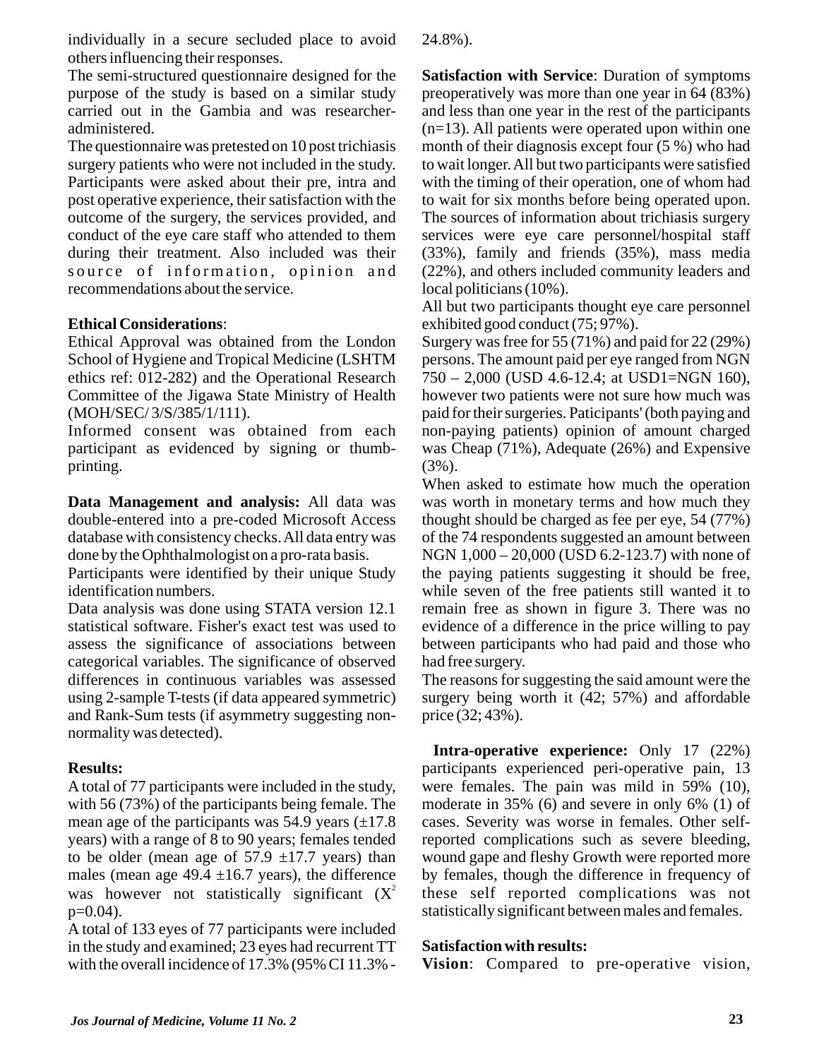individually in a secure secluded place to avoid others influencing their responses.

The semi-structured questionnaire designed for the purpose of the study is based on a similar study carried out in the Gambia and was researcher-administered.

The questionnaire was pretested on 10 post trichiasis surgery patients who were not included in the study. Participants were asked about their pre, intra and post operative experience, their satisfaction with the outcome of the surgery, the services provided, and conduct of the eye care staff who attended to them during their treatment. Also included was their source of information, opinion and recommendations about the service.

**Ethical Considerations**:

Ethical Approval was obtained from the London School of Hygiene and Tropical Medicine (LSHTM ethics ref: 012-282) and the Operational Research Committee of the Jigawa State Ministry of Health (MOH/SEC/ 3/S/385/1/111).

Informed consent was obtained from each participant as evidenced by signing or thumb-printing.

**Data Management and analysis:** All data was double-entered into a pre-coded Microsoft Access database with consistency checks. All data entry was done by the Ophthalmologist on a pro-rata basis.

Participants were identified by their unique Study identification numbers.

Data analysis was done using STATA version 12.1 statistical software. Fisher's exact test was used to assess the significance of associations between categorical variables. The significance of observed differences in continuous variables was assessed using 2-sample T-tests (if data appeared symmetric) and Rank-Sum tests (if asymmetry suggesting non-normality was detected).

**Results:**

A total of 77 participants were included in the study, with 56 (73%) of the participants being female. The mean age of the participants was 54.9 years (±17.8 years) with a range of 8 to 90 years; females tended to be older (mean age of 57.9 ±17.7 years) than males (mean age 49.4 ±16.7 years), the difference was however not statistically significant ($X^2$ p=0.04).

A total of 133 eyes of 77 participants were included in the study and examined; 23 eyes had recurrent TT with the overall incidence of 17.3% (95% CI 11.3% - 24.8%).

**Satisfaction with Service**: Duration of symptoms preoperatively was more than one year in 64 (83%) and less than one year in the rest of the participants (n=13). All patients were operated upon within one month of their diagnosis except four (5 %) who had to wait longer. All but two participants were satisfied with the timing of their operation, one of whom had to wait for six months before being operated upon. The sources of information about trichiasis surgery services were eye care personnel/hospital staff (33%), family and friends (35%), mass media (22%), and others included community leaders and local politicians (10%).

All but two participants thought eye care personnel exhibited good conduct (75; 97%).

Surgery was free for 55 (71%) and paid for 22 (29%) persons. The amount paid per eye ranged from NGN 750 – 2,000 (USD 4.6-12.4; at USD1=NGN 160), however two patients were not sure how much was paid for their surgeries. Participants' (both paying and non-paying patients) opinion of amount charged was Cheap (71%), Adequate (26%) and Expensive (3%).

When asked to estimate how much the operation was worth in monetary terms and how much they thought should be charged as fee per eye, 54 (77%) of the 74 respondents suggested an amount between NGN 1,000 – 20,000 (USD 6.2-123.7) with none of the paying patients suggesting it should be free, while seven of the free patients still wanted it to remain free as shown in figure 3. There was no evidence of a difference in the price willing to pay between participants who had paid and those who had free surgery.

The reasons for suggesting the said amount were the surgery being worth it (42; 57%) and affordable price (32; 43%).

**Intra-operative experience:** Only 17 (22%) participants experienced peri-operative pain, 13 were females. The pain was mild in 59% (10), moderate in 35% (6) and severe in only 6% (1) of cases. Severity was worse in females. Other self-reported complications such as severe bleeding, wound gape and fleshy Growth were reported more by females, though the difference in frequency of these self reported complications was not statistically significant between males and females.

**Satisfaction with results:**

**Vision**: Compared to pre-operative vision,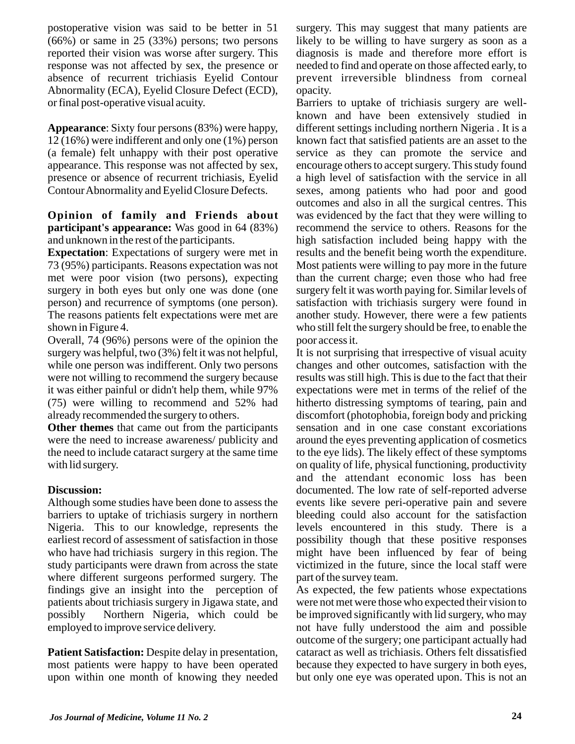postoperative vision was said to be better in 51 (66%) or same in 25 (33%) persons; two persons reported their vision was worse after surgery. This response was not affected by sex, the presence or absence of recurrent trichiasis Eyelid Contour Abnormality (ECA), Eyelid Closure Defect (ECD), or final post-operative visual acuity.

**Appearance**: Sixty four persons (83%) were happy, 12 (16%) were indifferent and only one (1%) person (a female) felt unhappy with their post operative appearance. This response was not affected by sex, presence or absence of recurrent trichiasis, Eyelid Contour Abnormality and Eyelid Closure Defects.

**Opinion of family and Friends about participant's appearance:** Was good in 64 (83%) and unknown in the rest of the participants.

**Expectation**: Expectations of surgery were met in 73 (95%) participants. Reasons expectation was not met were poor vision (two persons), expecting surgery in both eyes but only one was done (one person) and recurrence of symptoms (one person). The reasons patients felt expectations were met are shown in Figure 4.

Overall, 74 (96%) persons were of the opinion the surgery was helpful, two (3%) felt it was not helpful, while one person was indifferent. Only two persons were not willing to recommend the surgery because it was either painful or didn't help them, while 97% (75) were willing to recommend and 52% had already recommended the surgery to others.

**Other themes** that came out from the participants were the need to increase awareness/ publicity and the need to include cataract surgery at the same time with lid surgery.

## Discussion:

Although some studies have been done to assess the barriers to uptake of trichiasis surgery in northern Nigeria. This to our knowledge, represents the earliest record of assessment of satisfaction in those who have had trichiasis surgery in this region. The study participants were drawn from across the state where different surgeons performed surgery. The findings give an insight into the perception of patients about trichiasis surgery in Jigawa state, and possibly Northern Nigeria, which could be employed to improve service delivery.

**Patient Satisfaction:** Despite delay in presentation, most patients were happy to have been operated upon within one month of knowing they needed surgery. This may suggest that many patients are likely to be willing to have surgery as soon as a diagnosis is made and therefore more effort is needed to find and operate on those affected early, to prevent irreversible blindness from corneal opacity.

Barriers to uptake of trichiasis surgery are well-known and have been extensively studied in different settings including northern Nigeria . It is a known fact that satisfied patients are an asset to the service as they can promote the service and encourage others to accept surgery. This study found a high level of satisfaction with the service in all sexes, among patients who had poor and good outcomes and also in all the surgical centres. This was evidenced by the fact that they were willing to recommend the service to others. Reasons for the high satisfaction included being happy with the results and the benefit being worth the expenditure. Most patients were willing to pay more in the future than the current charge; even those who had free surgery felt it was worth paying for. Similar levels of satisfaction with trichiasis surgery were found in another study. However, there were a few patients who still felt the surgery should be free, to enable the poor access it.

It is not surprising that irrespective of visual acuity changes and other outcomes, satisfaction with the results was still high. This is due to the fact that their expectations were met in terms of the relief of the hitherto distressing symptoms of tearing, pain and discomfort (photophobia, foreign body and pricking sensation and in one case constant excoriations around the eyes preventing application of cosmetics to the eye lids). The likely effect of these symptoms on quality of life, physical functioning, productivity and the attendant economic loss has been documented. The low rate of self-reported adverse events like severe peri-operative pain and severe bleeding could also account for the satisfaction levels encountered in this study. There is a possibility though that these positive responses might have been influenced by fear of being victimized in the future, since the local staff were part of the survey team.

As expected, the few patients whose expectations were not met were those who expected their vision to be improved significantly with lid surgery, who may not have fully understood the aim and possible outcome of the surgery; one participant actually had cataract as well as trichiasis. Others felt dissatisfied because they expected to have surgery in both eyes, but only one eye was operated upon. This is not an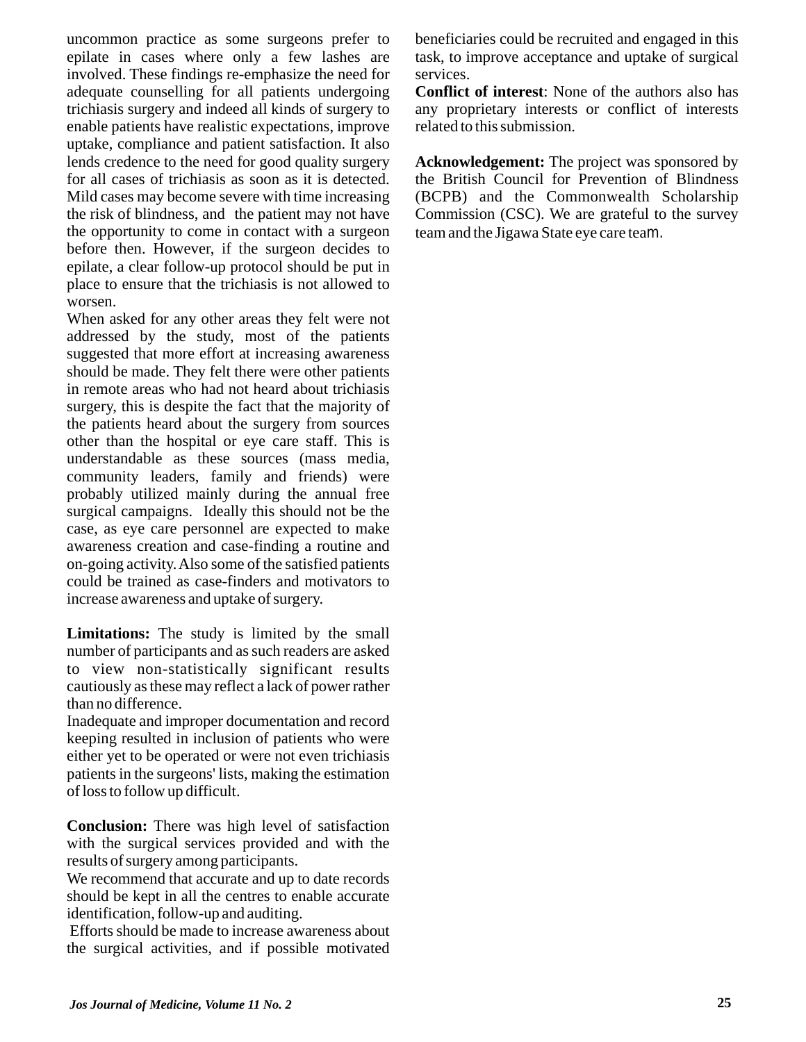uncommon practice as some surgeons prefer to epilate in cases where only a few lashes are involved. These findings re-emphasize the need for adequate counselling for all patients undergoing trichiasis surgery and indeed all kinds of surgery to enable patients have realistic expectations, improve uptake, compliance and patient satisfaction. It also lends credence to the need for good quality surgery for all cases of trichiasis as soon as it is detected. Mild cases may become severe with time increasing the risk of blindness, and the patient may not have the opportunity to come in contact with a surgeon before then. However, if the surgeon decides to epilate, a clear follow-up protocol should be put in place to ensure that the trichiasis is not allowed to worsen.

When asked for any other areas they felt were not addressed by the study, most of the patients suggested that more effort at increasing awareness should be made. They felt there were other patients in remote areas who had not heard about trichiasis surgery, this is despite the fact that the majority of the patients heard about the surgery from sources other than the hospital or eye care staff. This is understandable as these sources (mass media, community leaders, family and friends) were probably utilized mainly during the annual free surgical campaigns. Ideally this should not be the case, as eye care personnel are expected to make awareness creation and case-finding a routine and on-going activity. Also some of the satisfied patients could be trained as case-finders and motivators to increase awareness and uptake of surgery.

**Limitations:** The study is limited by the small number of participants and as such readers are asked to view non-statistically significant results cautiously as these may reflect a lack of power rather than no difference.

Inadequate and improper documentation and record keeping resulted in inclusion of patients who were either yet to be operated or were not even trichiasis patients in the surgeons' lists, making the estimation of loss to follow up difficult.

**Conclusion:** There was high level of satisfaction with the surgical services provided and with the results of surgery among participants.

We recommend that accurate and up to date records should be kept in all the centres to enable accurate identification, follow-up and auditing.

Efforts should be made to increase awareness about the surgical activities, and if possible motivated beneficiaries could be recruited and engaged in this task, to improve acceptance and uptake of surgical services.

**Conflict of interest**: None of the authors also has any proprietary interests or conflict of interests related to this submission.

**Acknowledgement:** The project was sponsored by the British Council for Prevention of Blindness (BCPB) and the Commonwealth Scholarship Commission (CSC). We are grateful to the survey team and the Jigawa State eye care team.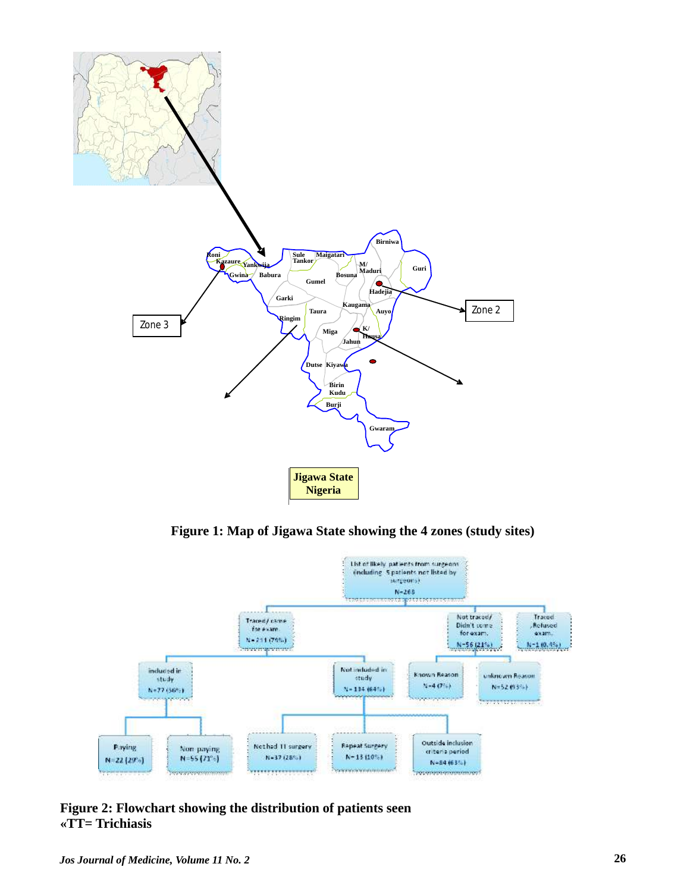**Figure 1: Map of Jigawa State showing the 4 zones (study sites)**

**Figure 2: Flowchart showing the distribution of patients seen**
**«TT= Trichiasis**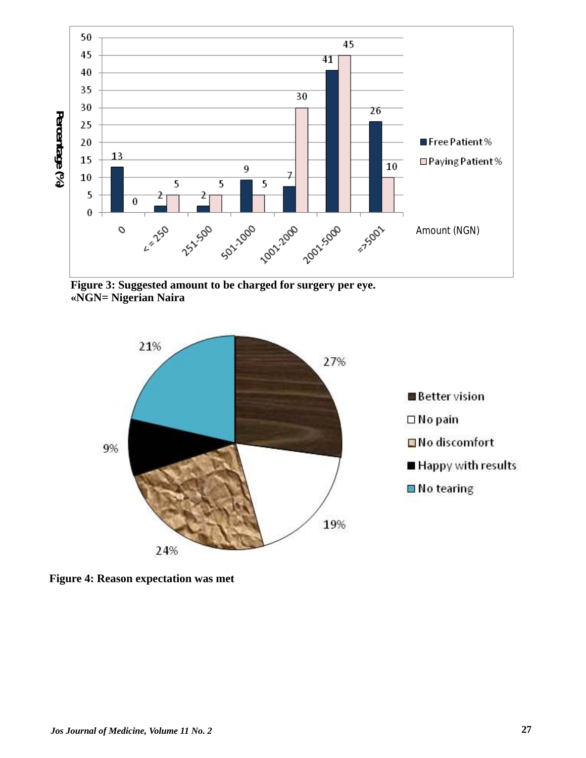Figure 3: Suggested amount to be charged for surgery per eye.
«NGN= Nigerian Naira

Figure 4: Reason expectation was met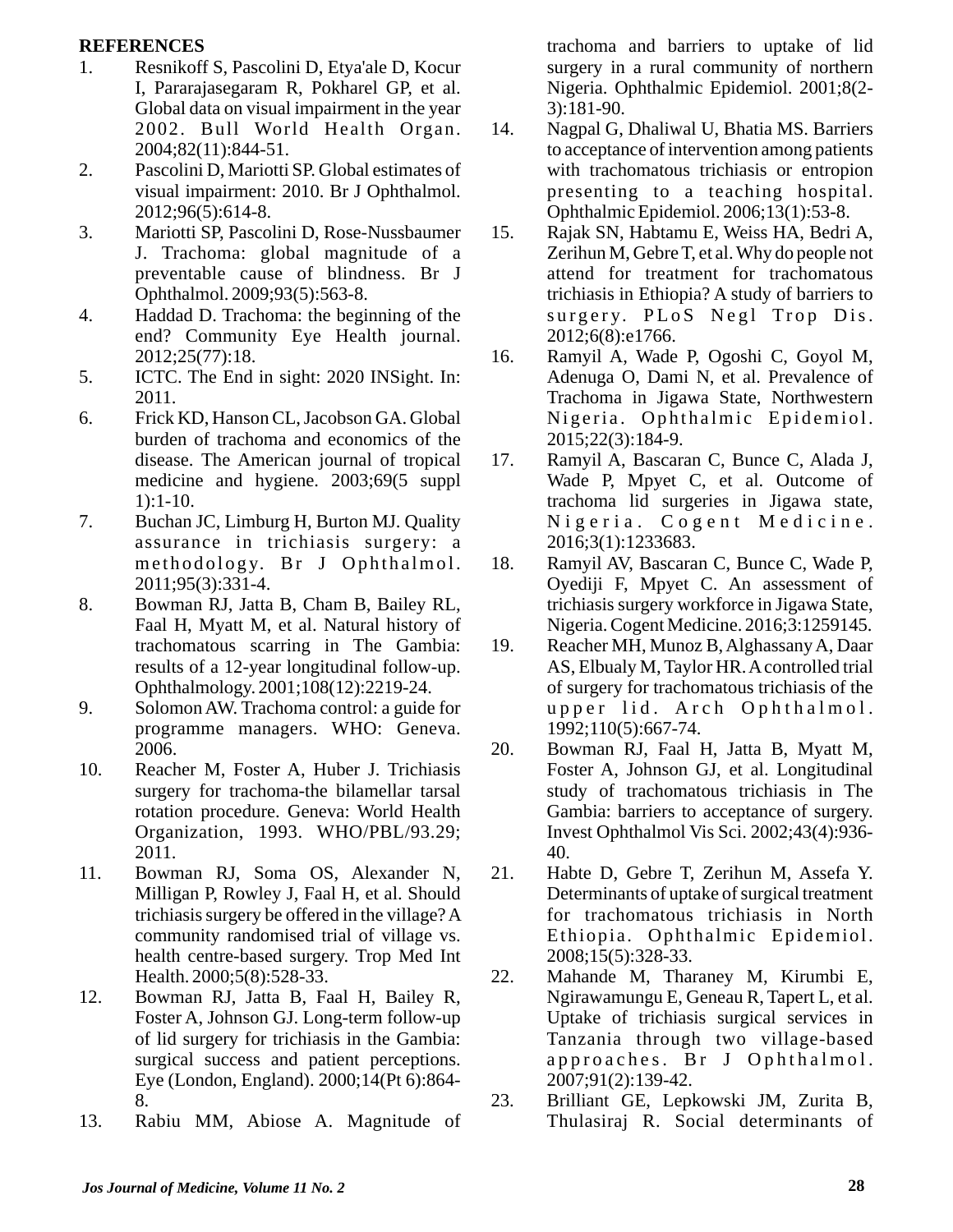**REFERENCES**

1. Resnikoff S, Pascolini D, Etya'ale D, Kocur I, Pararajasegaram R, Pokharel GP, et al. Global data on visual impairment in the year 2002. Bull World Health Organ. 2004;82(11):844-51.
2. Pascolini D, Mariotti SP. Global estimates of visual impairment: 2010. Br J Ophthalmol. 2012;96(5):614-8.
3. Mariotti SP, Pascolini D, Rose-Nussbaumer J. Trachoma: global magnitude of a preventable cause of blindness. Br J Ophthalmol. 2009;93(5):563-8.
4. Haddad D. Trachoma: the beginning of the end? Community Eye Health journal. 2012;25(77):18.
5. ICTC. The End in sight: 2020 INSight. In: 2011.
6. Frick KD, Hanson CL, Jacobson GA. Global burden of trachoma and economics of the disease. The American journal of tropical medicine and hygiene. 2003;69(5 suppl 1):1-10.
7. Buchan JC, Limburg H, Burton MJ. Quality assurance in trichiasis surgery: a methodology. Br J Ophthalmol. 2011;95(3):331-4.
8. Bowman RJ, Jatta B, Cham B, Bailey RL, Faal H, Myatt M, et al. Natural history of trachomatous scarring in The Gambia: results of a 12-year longitudinal follow-up. Ophthalmology. 2001;108(12):2219-24.
9. Solomon AW. Trachoma control: a guide for programme managers. WHO: Geneva. 2006.
10. Reacher M, Foster A, Huber J. Trichiasis surgery for trachoma-the bilamellar tarsal rotation procedure. Geneva: World Health Organization, 1993. WHO/PBL/93.29; 2011.
11. Bowman RJ, Soma OS, Alexander N, Milligan P, Rowley J, Faal H, et al. Should trichiasis surgery be offered in the village? A community randomised trial of village vs. health centre-based surgery. Trop Med Int Health. 2000;5(8):528-33.
12. Bowman RJ, Jatta B, Faal H, Bailey R, Foster A, Johnson GJ. Long-term follow-up of lid surgery for trichiasis in the Gambia: surgical success and patient perceptions. Eye (London, England). 2000;14(Pt 6):864-8.
13. Rabiu MM, Abiose A. Magnitude of trachoma and barriers to uptake of lid surgery in a rural community of northern Nigeria. Ophthalmic Epidemiol. 2001;8(2-3):181-90.
14. Nagpal G, Dhaliwal U, Bhatia MS. Barriers to acceptance of intervention among patients with trachomatous trichiasis or entropion presenting to a teaching hospital. Ophthalmic Epidemiol. 2006;13(1):53-8.
15. Rajak SN, Habtamu E, Weiss HA, Bedri A, Zerihun M, Gebre T, et al. Why do people not attend for treatment for trachomatous trichiasis in Ethiopia? A study of barriers to surgery. PLoS Negl Trop Dis. 2012;6(8):e1766.
16. Ramyil A, Wade P, Ogoshi C, Goyol M, Adenuga O, Dami N, et al. Prevalence of Trachoma in Jigawa State, Northwestern Nigeria. Ophthalmic Epidemiol. 2015;22(3):184-9.
17. Ramyil A, Bascaran C, Bunce C, Alada J, Wade P, Mpyet C, et al. Outcome of trachoma lid surgeries in Jigawa state, Nigeria. Cogent Medicine. 2016;3(1):1233683.
18. Ramyil AV, Bascaran C, Bunce C, Wade P, Oyediji F, Mpyet C. An assessment of trichiasis surgery workforce in Jigawa State, Nigeria. Cogent Medicine. 2016;3:1259145.
19. Reacher MH, Munoz B, Alghassany A, Daar AS, Elbualy M, Taylor HR. A controlled trial of surgery for trachomatous trichiasis of the upper lid. Arch Ophthalmol. 1992;110(5):667-74.
20. Bowman RJ, Faal H, Jatta B, Myatt M, Foster A, Johnson GJ, et al. Longitudinal study of trachomatous trichiasis in The Gambia: barriers to acceptance of surgery. Invest Ophthalmol Vis Sci. 2002;43(4):936-40.
21. Habte D, Gebre T, Zerihun M, Assefa Y. Determinants of uptake of surgical treatment for trachomatous trichiasis in North Ethiopia. Ophthalmic Epidemiol. 2008;15(5):328-33.
22. Mahande M, Tharaney M, Kirumbi E, Ngirawamungu E, Geneau R, Tapert L, et al. Uptake of trichiasis surgical services in Tanzania through two village-based approaches. Br J Ophthalmol. 2007;91(2):139-42.
23. Brilliant GE, Lepkowski JM, Zurita B, Thulasiraj R. Social determinants of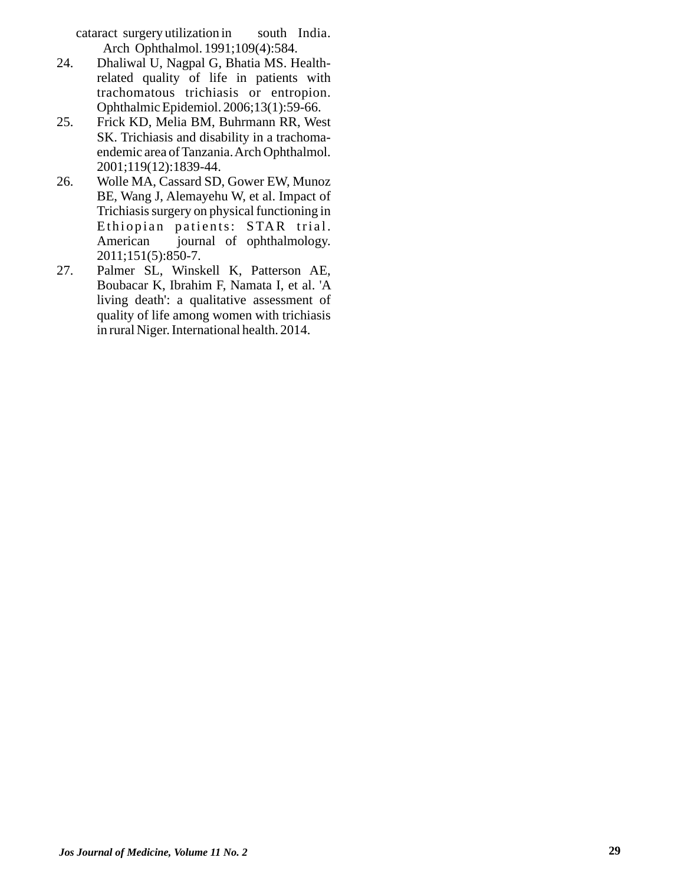cataract surgery utilization in south India. Arch Ophthalmol. 1991;109(4):584.

24. Dhaliwal U, Nagpal G, Bhatia MS. Health-related quality of life in patients with trachomatous trichiasis or entropion. Ophthalmic Epidemiol. 2006;13(1):59-66.
25. Frick KD, Melia BM, Buhrmann RR, West SK. Trichiasis and disability in a trachoma-endemic area of Tanzania. Arch Ophthalmol. 2001;119(12):1839-44.
26. Wolle MA, Cassard SD, Gower EW, Munoz BE, Wang J, Alemayehu W, et al. Impact of Trichiasis surgery on physical functioning in Ethiopian patients: STAR trial. American journal of ophthalmology. 2011;151(5):850-7.
27. Palmer SL, Winskell K, Patterson AE, Boubacar K, Ibrahim F, Namata I, et al. 'A living death': a qualitative assessment of quality of life among women with trichiasis in rural Niger. International health. 2014.